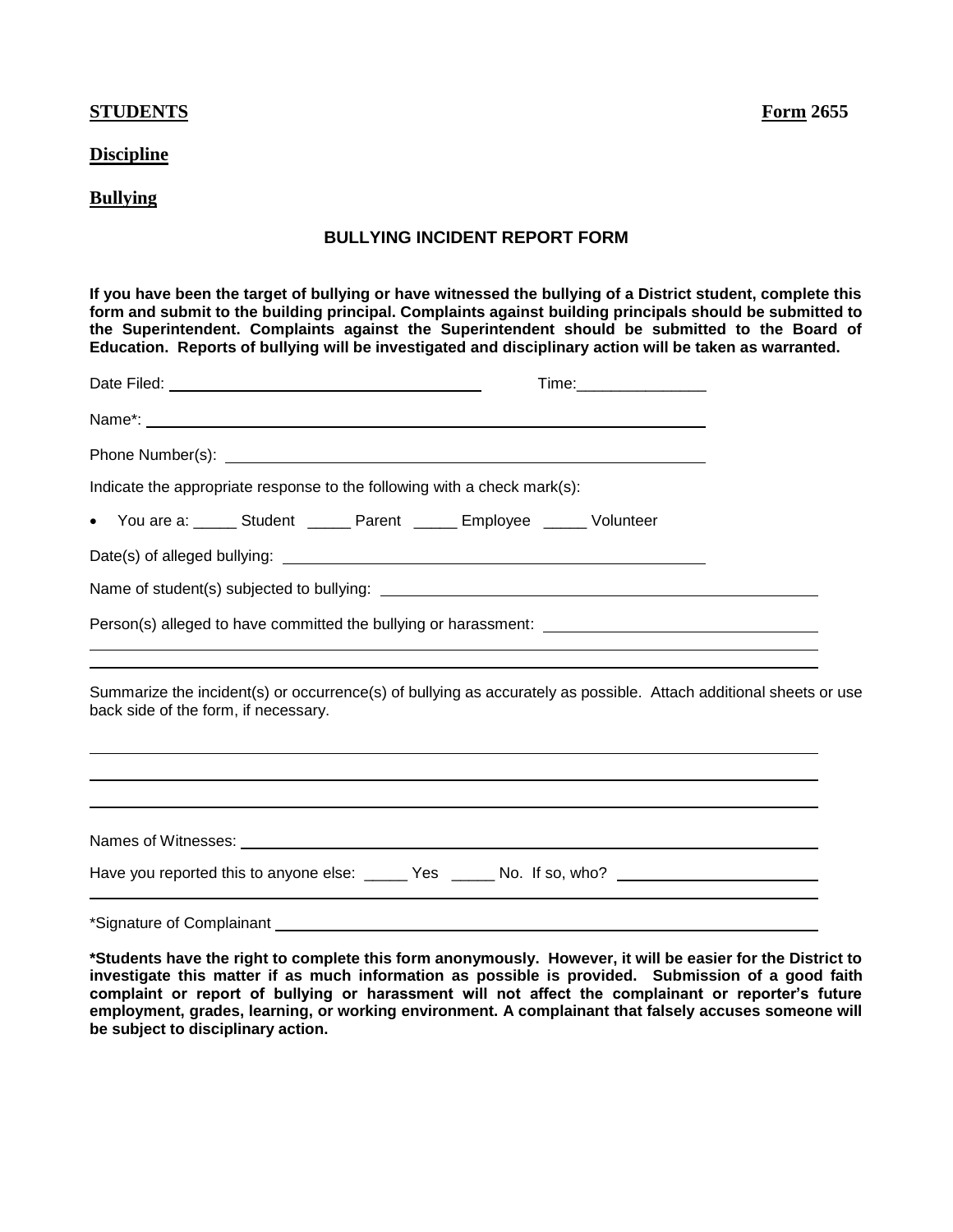**STUDENTS** **Form 2655**

**Discipline**

**Bullying**

## BULLYING INCIDENT REPORT FORM

**If you have been the target of bullying or have witnessed the bullying of a District student, complete this form and submit to the building principal. Complaints against building principals should be submitted to the Superintendent. Complaints against the Superintendent should be submitted to the Board of Education. Reports of bullying will be investigated and disciplinary action will be taken as warranted.**

Date Filed: ______________________________ Time: _______________

Name*: ______________________________________________________

Phone Number(s): ______________________________________________

Indicate the appropriate response to the following with a check mark(s):

- You are a: _____ Student _____ Parent _____ Employee _____ Volunteer

Date(s) of alleged bullying: ______________________________________

Name of student(s) subjected to bullying: ____________________________

Person(s) alleged to have committed the bullying or harassment: ____________________________

______________________________________________________________

______________________________________________________________

Summarize the incident(s) or occurrence(s) of bullying as accurately as possible. Attach additional sheets or use back side of the form, if necessary.

______________________________________________________________

______________________________________________________________

______________________________________________________________

Names of Witnesses: ___________________________________________

Have you reported this to anyone else: _____ Yes _____ No. If so, who? ____________________

______________________________________________________________

*Signature of Complainant ______________________________________

**\*Students have the right to complete this form anonymously. However, it will be easier for the District to investigate this matter if as much information as possible is provided. Submission of a good faith complaint or report of bullying or harassment will not affect the complainant or reporter's future employment, grades, learning, or working environment. A complainant that falsely accuses someone will be subject to disciplinary action.**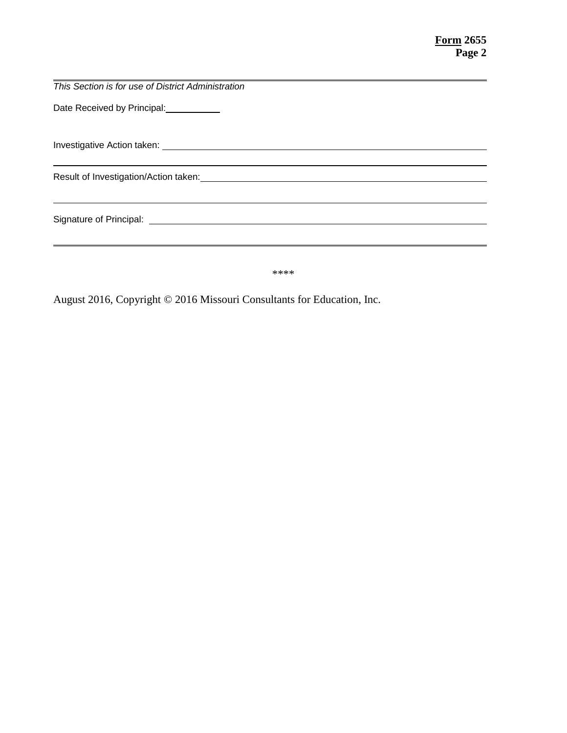**Form 2655**
**Page 2**

---

*This Section is for use of District Administration*

Date Received by Principal: ___________

Investigative Action taken: ______________________________________________

______________________________________________________________________

Result of Investigation/Action taken: ____________________________________

______________________________________________________________________

Signature of Principal: __________________________________________________

---

****

August 2016, Copyright © 2016 Missouri Consultants for Education, Inc.